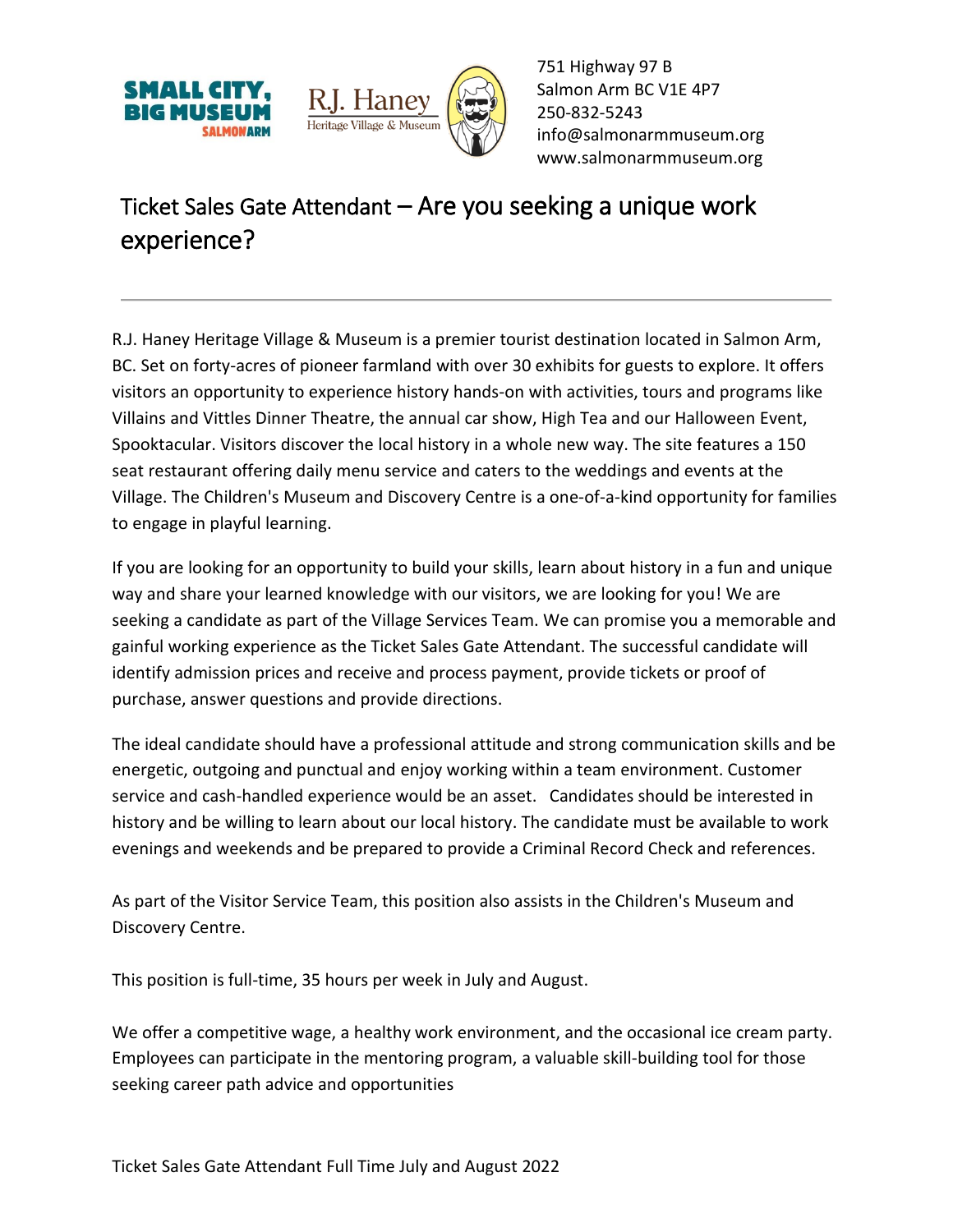SMALL CITY, BIG MUSEUM SALMON ARM

R.J. Haney Heritage Village & Museum

751 Highway 97 B
Salmon Arm BC V1E 4P7
250-832-5243
info@salmonarmmuseum.org
www.salmonarmmuseum.org

# Ticket Sales Gate Attendant – Are you seeking a unique work experience?

---

R.J. Haney Heritage Village & Museum is a premier tourist destination located in Salmon Arm, BC. Set on forty-acres of pioneer farmland with over 30 exhibits for guests to explore. It offers visitors an opportunity to experience history hands-on with activities, tours and programs like Villains and Vittles Dinner Theatre, the annual car show, High Tea and our Halloween Event, Spooktacular. Visitors discover the local history in a whole new way. The site features a 150 seat restaurant offering daily menu service and caters to the weddings and events at the Village. The Children's Museum and Discovery Centre is a one-of-a-kind opportunity for families to engage in playful learning.

If you are looking for an opportunity to build your skills, learn about history in a fun and unique way and share your learned knowledge with our visitors, we are looking for you! We are seeking a candidate as part of the Village Services Team. We can promise you a memorable and gainful working experience as the Ticket Sales Gate Attendant. The successful candidate will identify admission prices and receive and process payment, provide tickets or proof of purchase, answer questions and provide directions.

The ideal candidate should have a professional attitude and strong communication skills and be energetic, outgoing and punctual and enjoy working within a team environment. Customer service and cash-handled experience would be an asset. Candidates should be interested in history and be willing to learn about our local history. The candidate must be available to work evenings and weekends and be prepared to provide a Criminal Record Check and references.

As part of the Visitor Service Team, this position also assists in the Children's Museum and Discovery Centre.

This position is full-time, 35 hours per week in July and August.

We offer a competitive wage, a healthy work environment, and the occasional ice cream party. Employees can participate in the mentoring program, a valuable skill-building tool for those seeking career path advice and opportunities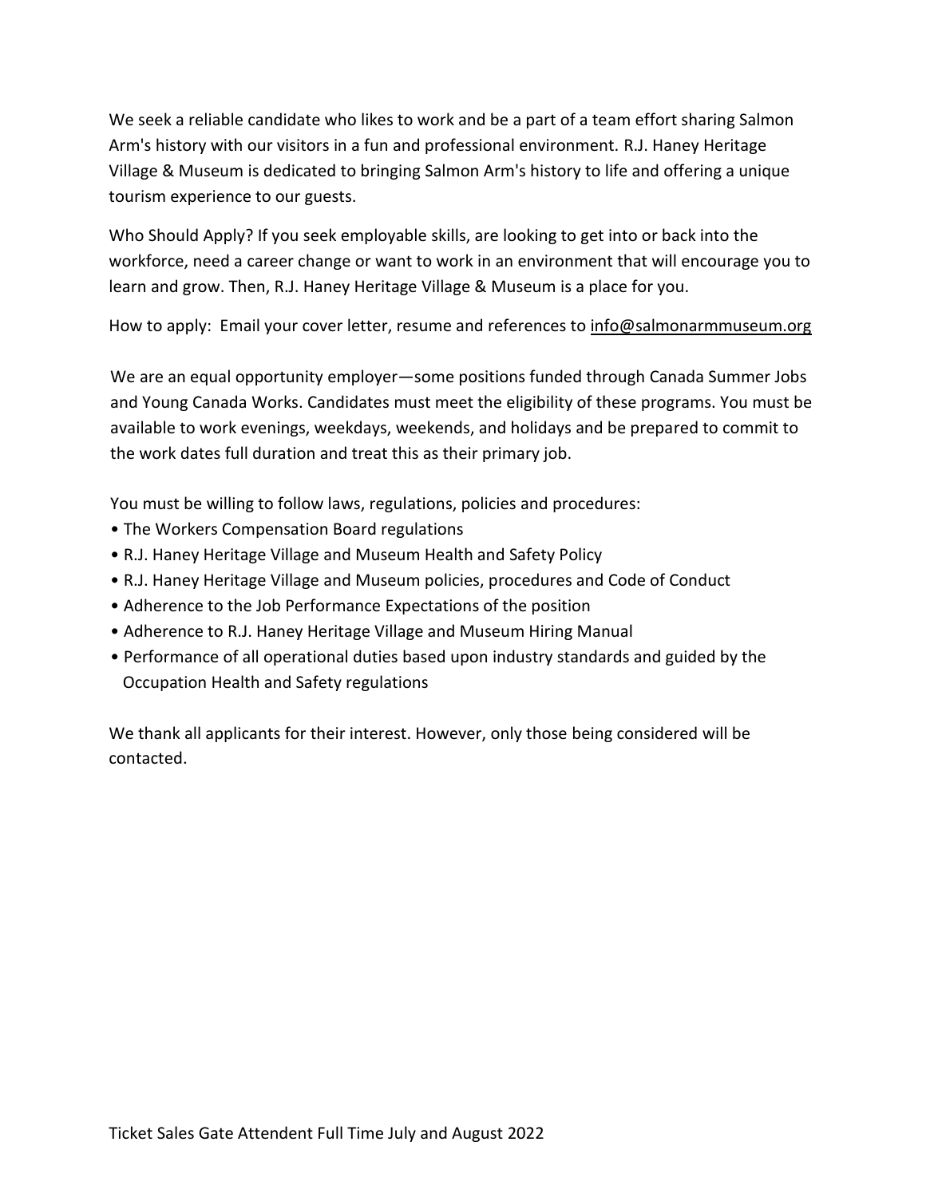We seek a reliable candidate who likes to work and be a part of a team effort sharing Salmon Arm's history with our visitors in a fun and professional environment. R.J. Haney Heritage Village & Museum is dedicated to bringing Salmon Arm's history to life and offering a unique tourism experience to our guests.

Who Should Apply? If you seek employable skills, are looking to get into or back into the workforce, need a career change or want to work in an environment that will encourage you to learn and grow. Then, R.J. Haney Heritage Village & Museum is a place for you.

How to apply: Email your cover letter, resume and references to info@salmonarmmuseum.org

We are an equal opportunity employer—some positions funded through Canada Summer Jobs and Young Canada Works. Candidates must meet the eligibility of these programs. You must be available to work evenings, weekdays, weekends, and holidays and be prepared to commit to the work dates full duration and treat this as their primary job.

You must be willing to follow laws, regulations, policies and procedures:

- The Workers Compensation Board regulations
- R.J. Haney Heritage Village and Museum Health and Safety Policy
- R.J. Haney Heritage Village and Museum policies, procedures and Code of Conduct
- Adherence to the Job Performance Expectations of the position
- Adherence to R.J. Haney Heritage Village and Museum Hiring Manual
- Performance of all operational duties based upon industry standards and guided by the Occupation Health and Safety regulations

We thank all applicants for their interest. However, only those being considered will be contacted.